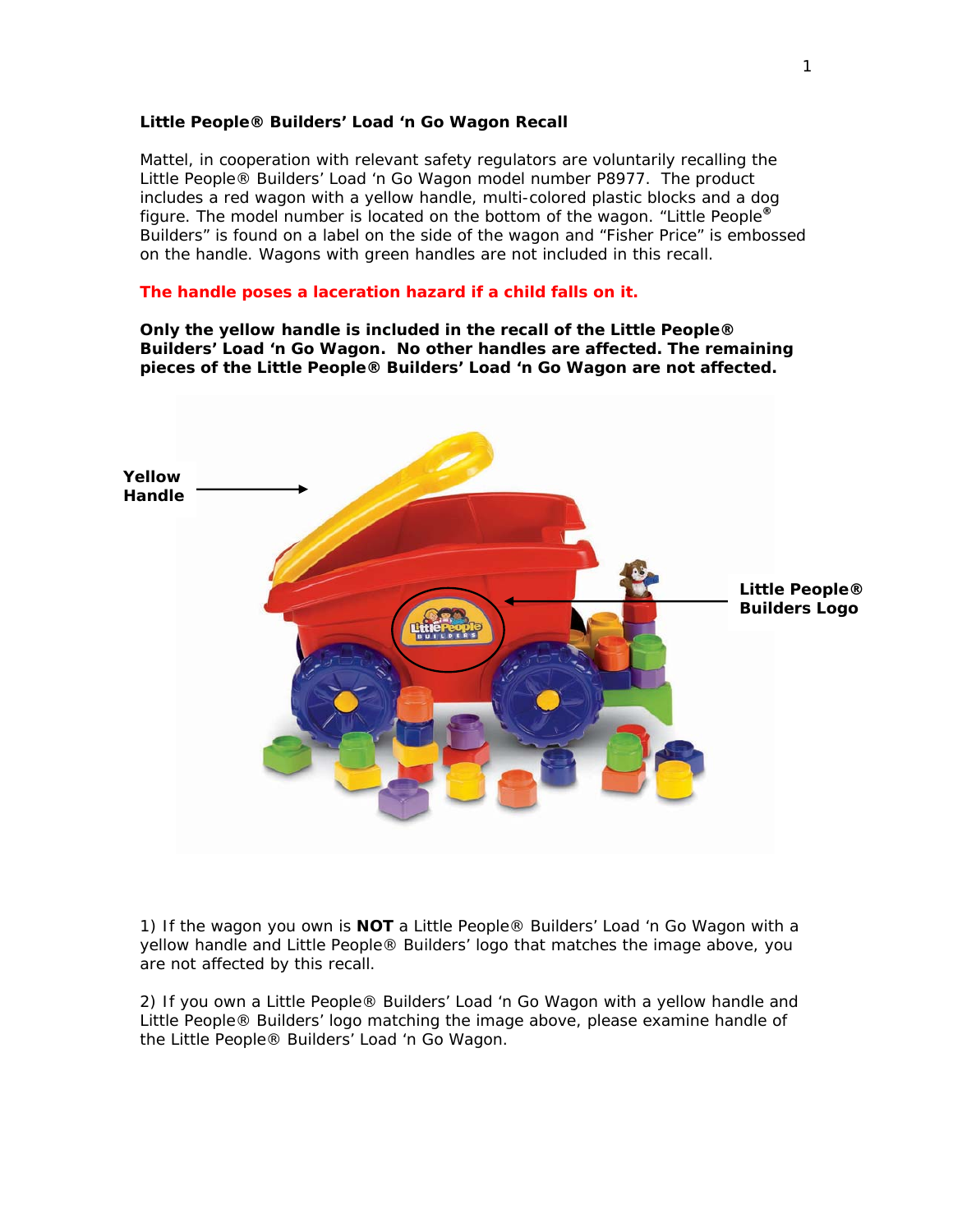**Little People® Builders' Load 'n Go Wagon Recall**

Mattel, in cooperation with relevant safety regulators are voluntarily recalling the Little People® Builders' Load 'n Go Wagon model number P8977. The product includes a red wagon with a yellow handle, multi-colored plastic blocks and a dog figure. The model number is located on the bottom of the wagon. "Little People® Builders" is found on a label on the side of the wagon and "Fisher Price" is embossed on the handle. Wagons with green handles are not included in this recall.

**The handle poses a laceration hazard if a child falls on it.**

**Only the yellow handle is included in the recall of the Little People® Builders' Load 'n Go Wagon. No other handles are affected. The remaining pieces of the Little People® Builders' Load 'n Go Wagon are not affected.**

**Yellow Handle**

**Little People® Builders Logo**

1) If the wagon you own is **NOT** a Little People® Builders' Load 'n Go Wagon with a yellow handle and Little People® Builders' logo that matches the image above, you are not affected by this recall.

2) If you own a Little People® Builders' Load 'n Go Wagon with a yellow handle and Little People® Builders' logo matching the image above, please examine handle of the Little People® Builders' Load 'n Go Wagon.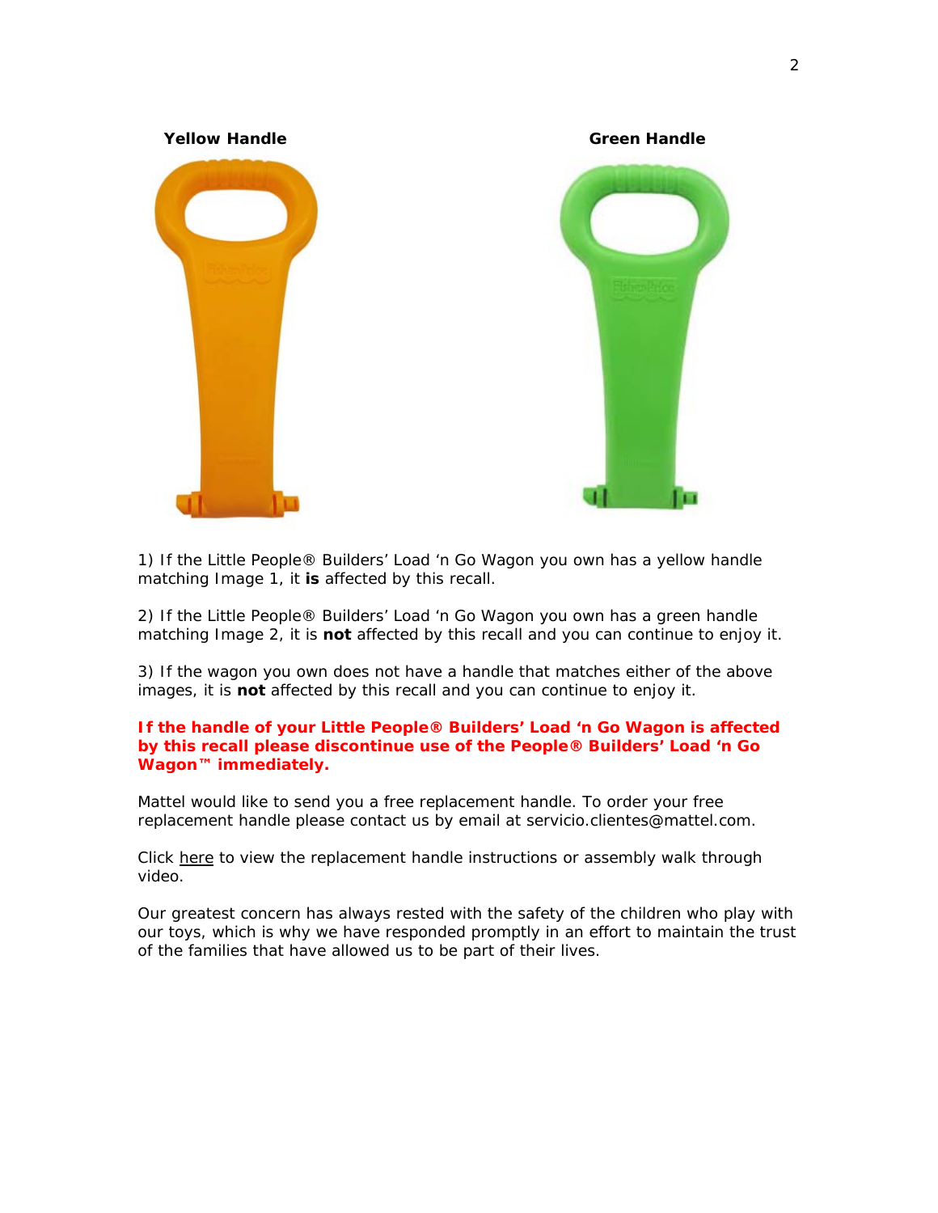**Yellow Handle**

**Green Handle**

1) If the Little People® Builders' Load 'n Go Wagon you own has a yellow handle matching Image 1, it **is** affected by this recall.

2) If the Little People® Builders' Load 'n Go Wagon you own has a green handle matching Image 2, it is **not** affected by this recall and you can continue to enjoy it.

3) If the wagon you own does not have a handle that matches either of the above images, it is **not** affected by this recall and you can continue to enjoy it.

**If the handle of your Little People® Builders' Load 'n Go Wagon is affected by this recall please discontinue use of the People® Builders' Load 'n Go Wagon™ immediately.**

Mattel would like to send you a free replacement handle. To order your free replacement handle please contact us by email at servicio.clientes@mattel.com.

Click here to view the replacement handle instructions or assembly walk through video.

Our greatest concern has always rested with the safety of the children who play with our toys, which is why we have responded promptly in an effort to maintain the trust of the families that have allowed us to be part of their lives.